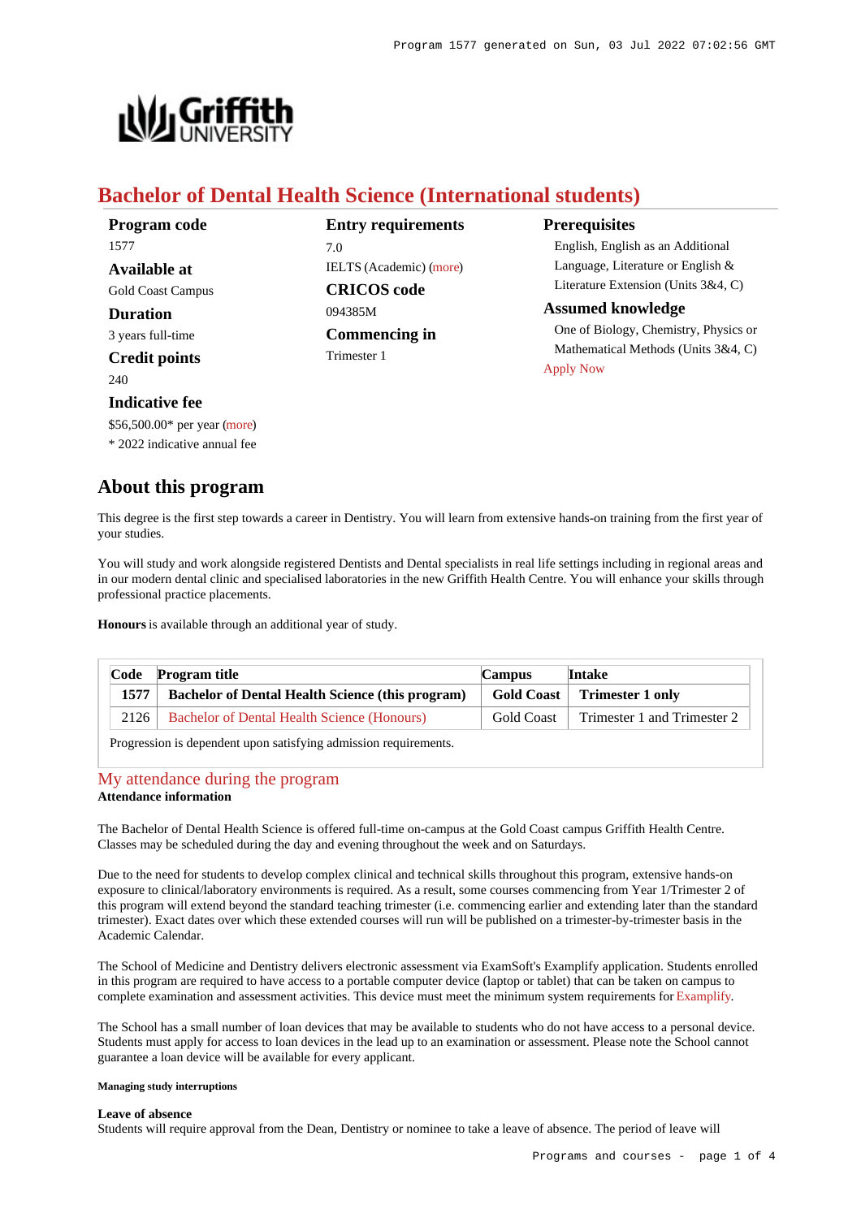# Bachelor of Dental Health Science (International students)

**Program code**
1577

**Available at**
Gold Coast Campus

**Duration**
3 years full-time

**Credit points**
240

**Indicative fee**
$56,500.00* per year (more)
* 2022 indicative annual fee

**Entry requirements**
7.0
IELTS (Academic) (more)

**CRICOS code**
094385M

**Commencing in**
Trimester 1

**Prerequisites**
English, English as an Additional Language, Literature or English & Literature Extension (Units 3&4, C)

**Assumed knowledge**
One of Biology, Chemistry, Physics or Mathematical Methods (Units 3&4, C)

Apply Now

## About this program

This degree is the first step towards a career in Dentistry. You will learn from extensive hands-on training from the first year of your studies.

You will study and work alongside registered Dentists and Dental specialists in real life settings including in regional areas and in our modern dental clinic and specialised laboratories in the new Griffith Health Centre. You will enhance your skills through professional practice placements.

**Honours** is available through an additional year of study.

| Code | Program title | Campus | Intake |
|---|---|---|---|
| **1577** | **Bachelor of Dental Health Science (this program)** | **Gold Coast** | **Trimester 1 only** |
| 2126 | Bachelor of Dental Health Science (Honours) | Gold Coast | Trimester 1 and Trimester 2 |

Progression is dependent upon satisfying admission requirements.

## My attendance during the program

**Attendance information**

The Bachelor of Dental Health Science is offered full-time on-campus at the Gold Coast campus Griffith Health Centre. Classes may be scheduled during the day and evening throughout the week and on Saturdays.

Due to the need for students to develop complex clinical and technical skills throughout this program, extensive hands-on exposure to clinical/laboratory environments is required. As a result, some courses commencing from Year 1/Trimester 2 of this program will extend beyond the standard teaching trimester (i.e. commencing earlier and extending later than the standard trimester). Exact dates over which these extended courses will run will be published on a trimester-by-trimester basis in the Academic Calendar.

The School of Medicine and Dentistry delivers electronic assessment via ExamSoft's Examplify application. Students enrolled in this program are required to have access to a portable computer device (laptop or tablet) that can be taken on campus to complete examination and assessment activities. This device must meet the minimum system requirements for Examplify.

The School has a small number of loan devices that may be available to students who do not have access to a personal device. Students must apply for access to loan devices in the lead up to an examination or assessment. Please note the School cannot guarantee a loan device will be available for every applicant.

###### Managing study interruptions

**Leave of absence**
Students will require approval from the Dean, Dentistry or nominee to take a leave of absence. The period of leave will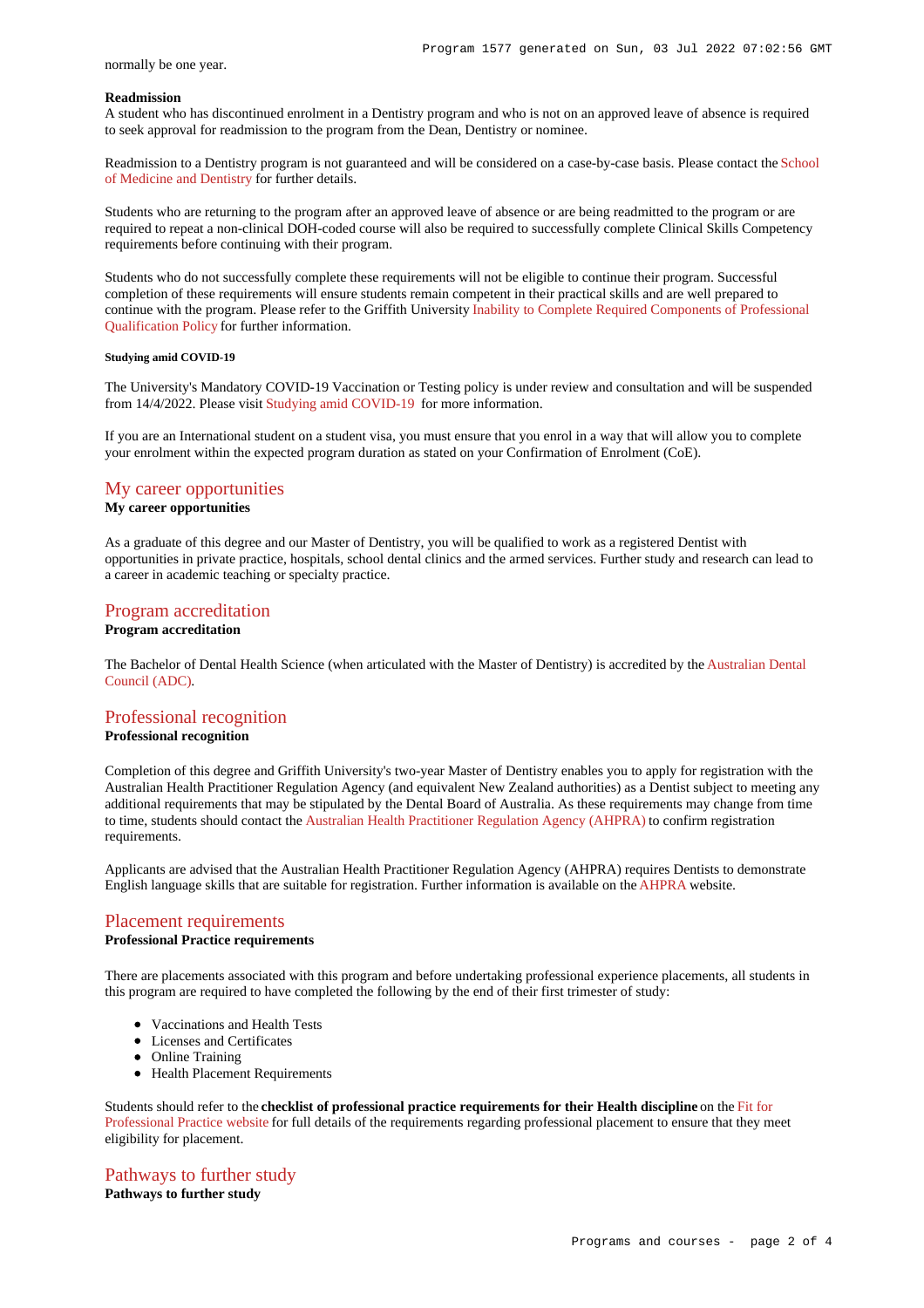normally be one year.

**Readmission**

A student who has discontinued enrolment in a Dentistry program and who is not on an approved leave of absence is required to seek approval for readmission to the program from the Dean, Dentistry or nominee.

Readmission to a Dentistry program is not guaranteed and will be considered on a case-by-case basis. Please contact the School of Medicine and Dentistry for further details.

Students who are returning to the program after an approved leave of absence or are being readmitted to the program or are required to repeat a non-clinical DOH-coded course will also be required to successfully complete Clinical Skills Competency requirements before continuing with their program.

Students who do not successfully complete these requirements will not be eligible to continue their program. Successful completion of these requirements will ensure students remain competent in their practical skills and are well prepared to continue with the program. Please refer to the Griffith University Inability to Complete Required Components of Professional Qualification Policy for further information.

##### Studying amid COVID-19

The University's Mandatory COVID-19 Vaccination or Testing policy is under review and consultation and will be suspended from 14/4/2022. Please visit Studying amid COVID-19 for more information.

If you are an International student on a student visa, you must ensure that you enrol in a way that will allow you to complete your enrolment within the expected program duration as stated on your Confirmation of Enrolment (CoE).

## My career opportunities

**My career opportunities**

As a graduate of this degree and our Master of Dentistry, you will be qualified to work as a registered Dentist with opportunities in private practice, hospitals, school dental clinics and the armed services. Further study and research can lead to a career in academic teaching or specialty practice.

## Program accreditation

**Program accreditation**

The Bachelor of Dental Health Science (when articulated with the Master of Dentistry) is accredited by the Australian Dental Council (ADC).

## Professional recognition

**Professional recognition**

Completion of this degree and Griffith University's two-year Master of Dentistry enables you to apply for registration with the Australian Health Practitioner Regulation Agency (and equivalent New Zealand authorities) as a Dentist subject to meeting any additional requirements that may be stipulated by the Dental Board of Australia. As these requirements may change from time to time, students should contact the Australian Health Practitioner Regulation Agency (AHPRA) to confirm registration requirements.

Applicants are advised that the Australian Health Practitioner Regulation Agency (AHPRA) requires Dentists to demonstrate English language skills that are suitable for registration. Further information is available on the AHPRA website.

## Placement requirements

**Professional Practice requirements**

There are placements associated with this program and before undertaking professional experience placements, all students in this program are required to have completed the following by the end of their first trimester of study:

- Vaccinations and Health Tests
- Licenses and Certificates
- Online Training
- Health Placement Requirements

Students should refer to the **checklist of professional practice requirements for their Health discipline** on the Fit for Professional Practice website for full details of the requirements regarding professional placement to ensure that they meet eligibility for placement.

## Pathways to further study

**Pathways to further study**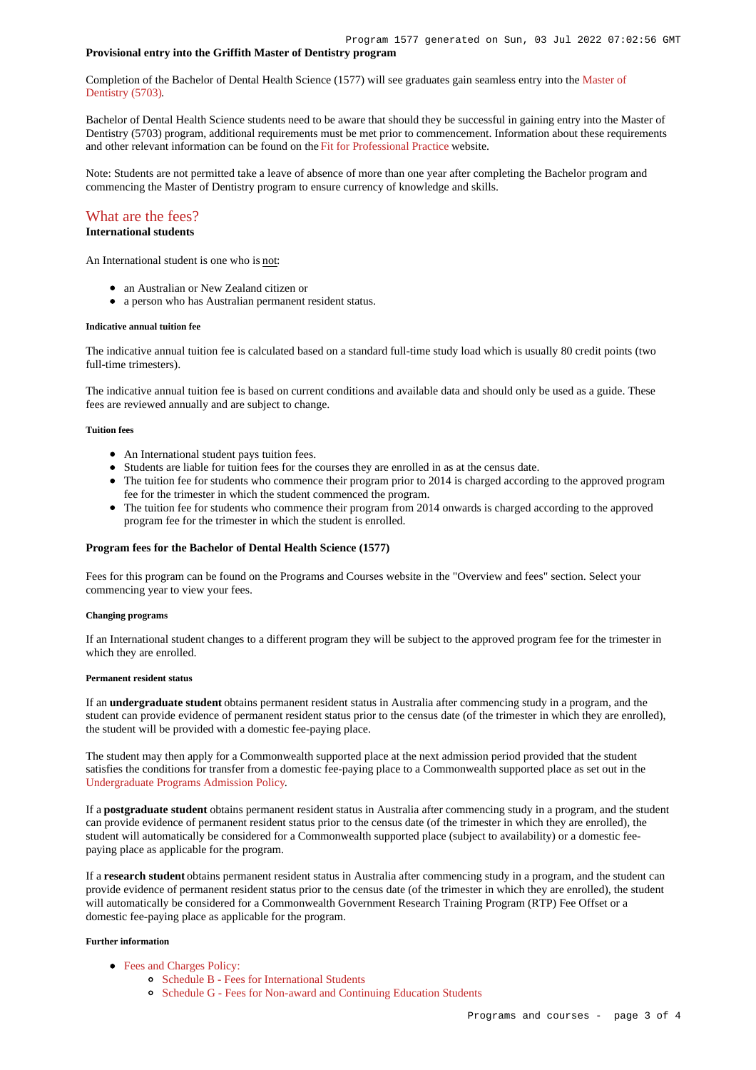**Provisional entry into the Griffith Master of Dentistry program**

Completion of the Bachelor of Dental Health Science (1577) will see graduates gain seamless entry into the Master of Dentistry (5703).

Bachelor of Dental Health Science students need to be aware that should they be successful in gaining entry into the Master of Dentistry (5703) program, additional requirements must be met prior to commencement. Information about these requirements and other relevant information can be found on the Fit for Professional Practice website.

Note: Students are not permitted take a leave of absence of more than one year after completing the Bachelor program and commencing the Master of Dentistry program to ensure currency of knowledge and skills.

## What are the fees?

**International students**

An International student is one who is not:

- an Australian or New Zealand citizen or
- a person who has Australian permanent resident status.

##### Indicative annual tuition fee

The indicative annual tuition fee is calculated based on a standard full-time study load which is usually 80 credit points (two full-time trimesters).

The indicative annual tuition fee is based on current conditions and available data and should only be used as a guide. These fees are reviewed annually and are subject to change.

##### Tuition fees

- An International student pays tuition fees.
- Students are liable for tuition fees for the courses they are enrolled in as at the census date.
- The tuition fee for students who commence their program prior to 2014 is charged according to the approved program fee for the trimester in which the student commenced the program.
- The tuition fee for students who commence their program from 2014 onwards is charged according to the approved program fee for the trimester in which the student is enrolled.

#### Program fees for the Bachelor of Dental Health Science (1577)

Fees for this program can be found on the Programs and Courses website in the "Overview and fees" section. Select your commencing year to view your fees.

##### Changing programs

If an International student changes to a different program they will be subject to the approved program fee for the trimester in which they are enrolled.

##### Permanent resident status

If an **undergraduate student** obtains permanent resident status in Australia after commencing study in a program, and the student can provide evidence of permanent resident status prior to the census date (of the trimester in which they are enrolled), the student will be provided with a domestic fee-paying place.

The student may then apply for a Commonwealth supported place at the next admission period provided that the student satisfies the conditions for transfer from a domestic fee-paying place to a Commonwealth supported place as set out in the Undergraduate Programs Admission Policy.

If a **postgraduate student** obtains permanent resident status in Australia after commencing study in a program, and the student can provide evidence of permanent resident status prior to the census date (of the trimester in which they are enrolled), the student will automatically be considered for a Commonwealth supported place (subject to availability) or a domestic fee-paying place as applicable for the program.

If a **research student** obtains permanent resident status in Australia after commencing study in a program, and the student can provide evidence of permanent resident status prior to the census date (of the trimester in which they are enrolled), the student will automatically be considered for a Commonwealth Government Research Training Program (RTP) Fee Offset or a domestic fee-paying place as applicable for the program.

##### Further information

- Fees and Charges Policy:
  - Schedule B - Fees for International Students
  - Schedule G - Fees for Non-award and Continuing Education Students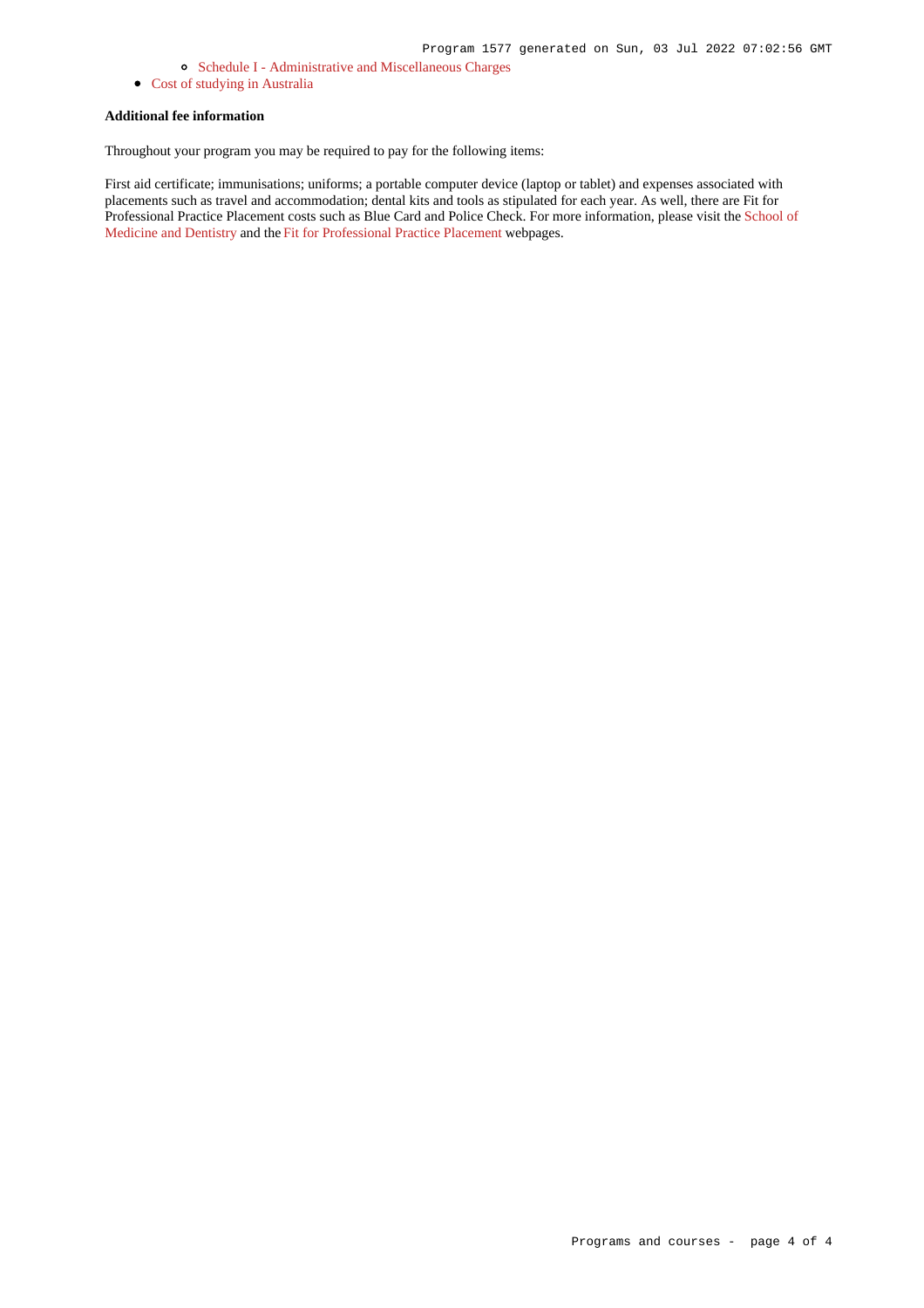- Schedule I - Administrative and Miscellaneous Charges
- Cost of studying in Australia

**Additional fee information**

Throughout your program you may be required to pay for the following items:

First aid certificate; immunisations; uniforms; a portable computer device (laptop or tablet) and expenses associated with placements such as travel and accommodation; dental kits and tools as stipulated for each year. As well, there are Fit for Professional Practice Placement costs such as Blue Card and Police Check. For more information, please visit the School of Medicine and Dentistry and the Fit for Professional Practice Placement webpages.